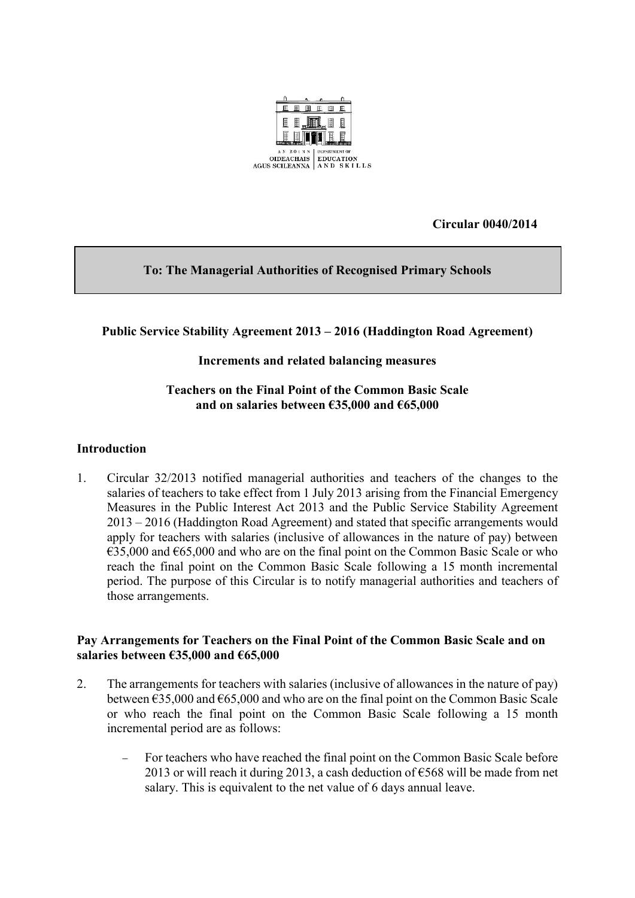AN ROINN OIDEACHAIS AGUS SCILEANNA | DEPARTMENT OF EDUCATION AND SKILLS

**Circular 0040/2014**

**To: The Managerial Authorities of Recognised Primary Schools**

**Public Service Stability Agreement 2013 – 2016 (Haddington Road Agreement)**

**Increments and related balancing measures**

**Teachers on the Final Point of the Common Basic Scale and on salaries between €35,000 and €65,000**

## Introduction

1. Circular 32/2013 notified managerial authorities and teachers of the changes to the salaries of teachers to take effect from 1 July 2013 arising from the Financial Emergency Measures in the Public Interest Act 2013 and the Public Service Stability Agreement 2013 – 2016 (Haddington Road Agreement) and stated that specific arrangements would apply for teachers with salaries (inclusive of allowances in the nature of pay) between €35,000 and €65,000 and who are on the final point on the Common Basic Scale or who reach the final point on the Common Basic Scale following a 15 month incremental period. The purpose of this Circular is to notify managerial authorities and teachers of those arrangements.

## Pay Arrangements for Teachers on the Final Point of the Common Basic Scale and on salaries between €35,000 and €65,000

2. The arrangements for teachers with salaries (inclusive of allowances in the nature of pay) between €35,000 and €65,000 and who are on the final point on the Common Basic Scale or who reach the final point on the Common Basic Scale following a 15 month incremental period are as follows:

   - For teachers who have reached the final point on the Common Basic Scale before 2013 or will reach it during 2013, a cash deduction of €568 will be made from net salary. This is equivalent to the net value of 6 days annual leave.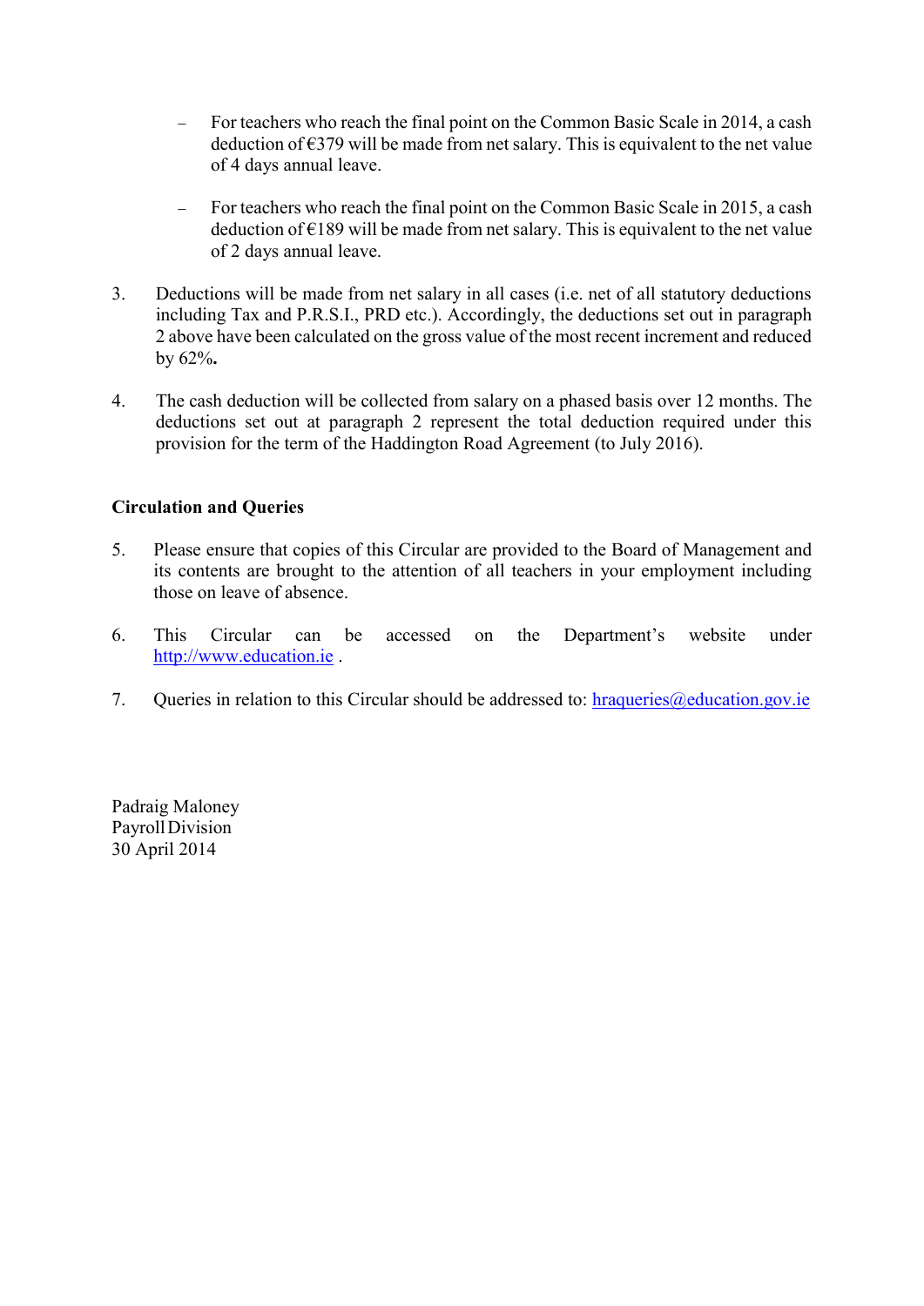- For teachers who reach the final point on the Common Basic Scale in 2014, a cash deduction of €379 will be made from net salary. This is equivalent to the net value of 4 days annual leave.

- For teachers who reach the final point on the Common Basic Scale in 2015, a cash deduction of €189 will be made from net salary. This is equivalent to the net value of 2 days annual leave.

3. Deductions will be made from net salary in all cases (i.e. net of all statutory deductions including Tax and P.R.S.I., PRD etc.). Accordingly, the deductions set out in paragraph 2 above have been calculated on the gross value of the most recent increment and reduced by 62%**.**

4. The cash deduction will be collected from salary on a phased basis over 12 months. The deductions set out at paragraph 2 represent the total deduction required under this provision for the term of the Haddington Road Agreement (to July 2016).

**Circulation and Queries**

5. Please ensure that copies of this Circular are provided to the Board of Management and its contents are brought to the attention of all teachers in your employment including those on leave of absence.

6. This Circular can be accessed on the Department's website under http://www.education.ie .

7. Queries in relation to this Circular should be addressed to: hraqueries@education.gov.ie

Padraig Maloney
Payroll Division
30 April 2014